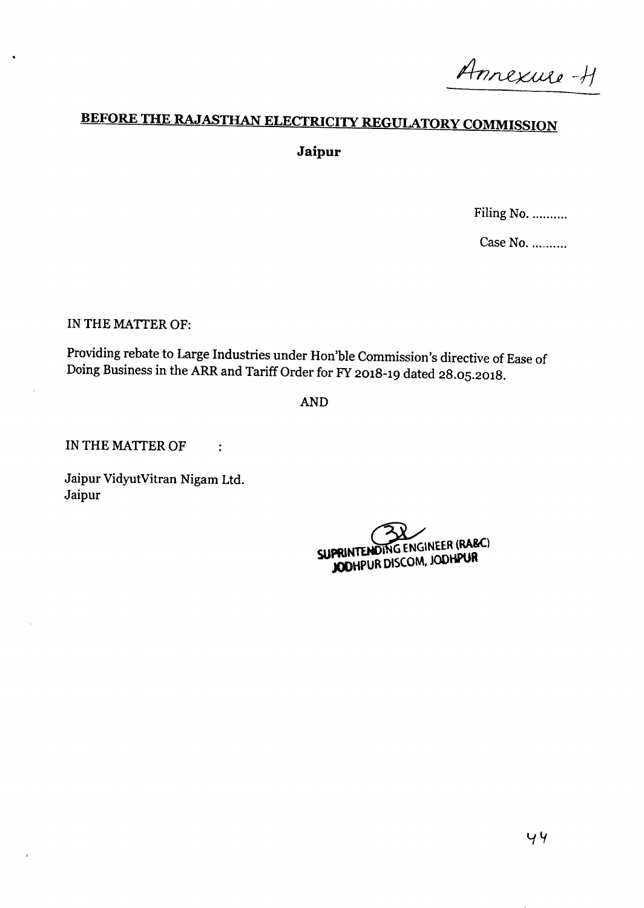Annexure -H

## BEFORE THE RAJASTHAN ELECTRICITY REGULATORY COMMISSION

**Jaipur**

Filing No. ..........

Case No. ..........

IN THE MATTER OF:

Providing rebate to Large Industries under Hon'ble Commission's directive of Ease of Doing Business in the ARR and Tariff Order for FY 2018-19 dated 28.05.2018.

AND

IN THE MATTER OF :

Jaipur VidyutVitran Nigam Ltd.
Jaipur

SUPRINTENDING ENGINEER (RA&C)
JODHPUR DISCOM, JODHPUR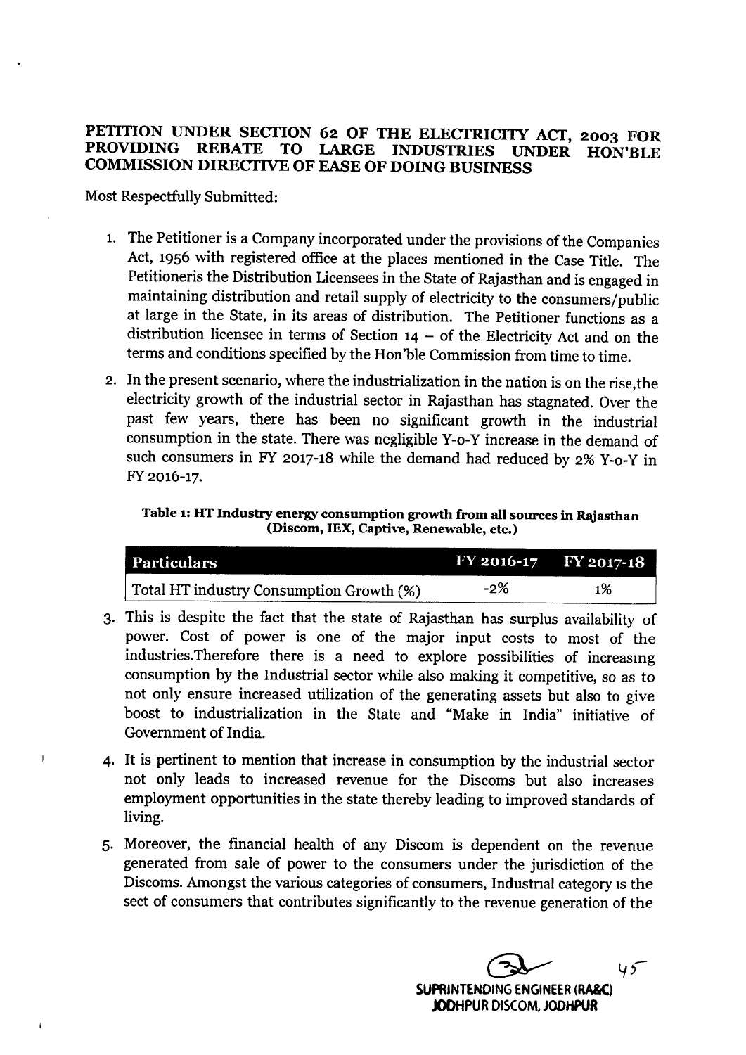## PETITION UNDER SECTION 62 OF THE ELECTRICITY ACT, 2003 FOR PROVIDING REBATE TO LARGE INDUSTRIES UNDER HON'BLE COMMISSION DIRECTIVE OF EASE OF DOING BUSINESS

Most Respectfully Submitted:

1. The Petitioner is a Company incorporated under the provisions of the Companies Act, 1956 with registered office at the places mentioned in the Case Title. The Petitioneris the Distribution Licensees in the State of Rajasthan and is engaged in maintaining distribution and retail supply of electricity to the consumers/public at large in the State, in its areas of distribution. The Petitioner functions as a distribution licensee in terms of Section 14 – of the Electricity Act and on the terms and conditions specified by the Hon'ble Commission from time to time.

2. In the present scenario, where the industrialization in the nation is on the rise,the electricity growth of the industrial sector in Rajasthan has stagnated. Over the past few years, there has been no significant growth in the industrial consumption in the state. There was negligible Y-o-Y increase in the demand of such consumers in FY 2017-18 while the demand had reduced by 2% Y-o-Y in FY 2016-17.

**Table 1: HT Industry energy consumption growth from all sources in Rajasthan (Discom, IEX, Captive, Renewable, etc.)**

| Particulars | FY 2016-17 | FY 2017-18 |
|---|---|---|
| Total HT industry Consumption Growth (%) | -2% | 1% |

3. This is despite the fact that the state of Rajasthan has surplus availability of power. Cost of power is one of the major input costs to most of the industries.Therefore there is a need to explore possibilities of increasing consumption by the Industrial sector while also making it competitive, so as to not only ensure increased utilization of the generating assets but also to give boost to industrialization in the State and "Make in India" initiative of Government of India.

4. It is pertinent to mention that increase in consumption by the industrial sector not only leads to increased revenue for the Discoms but also increases employment opportunities in the state thereby leading to improved standards of living.

5. Moreover, the financial health of any Discom is dependent on the revenue generated from sale of power to the consumers under the jurisdiction of the Discoms. Amongst the various categories of consumers, Industrial category is the sect of consumers that contributes significantly to the revenue generation of the

SUPRINTENDING ENGINEER (RA&C)
JODHPUR DISCOM, JODHPUR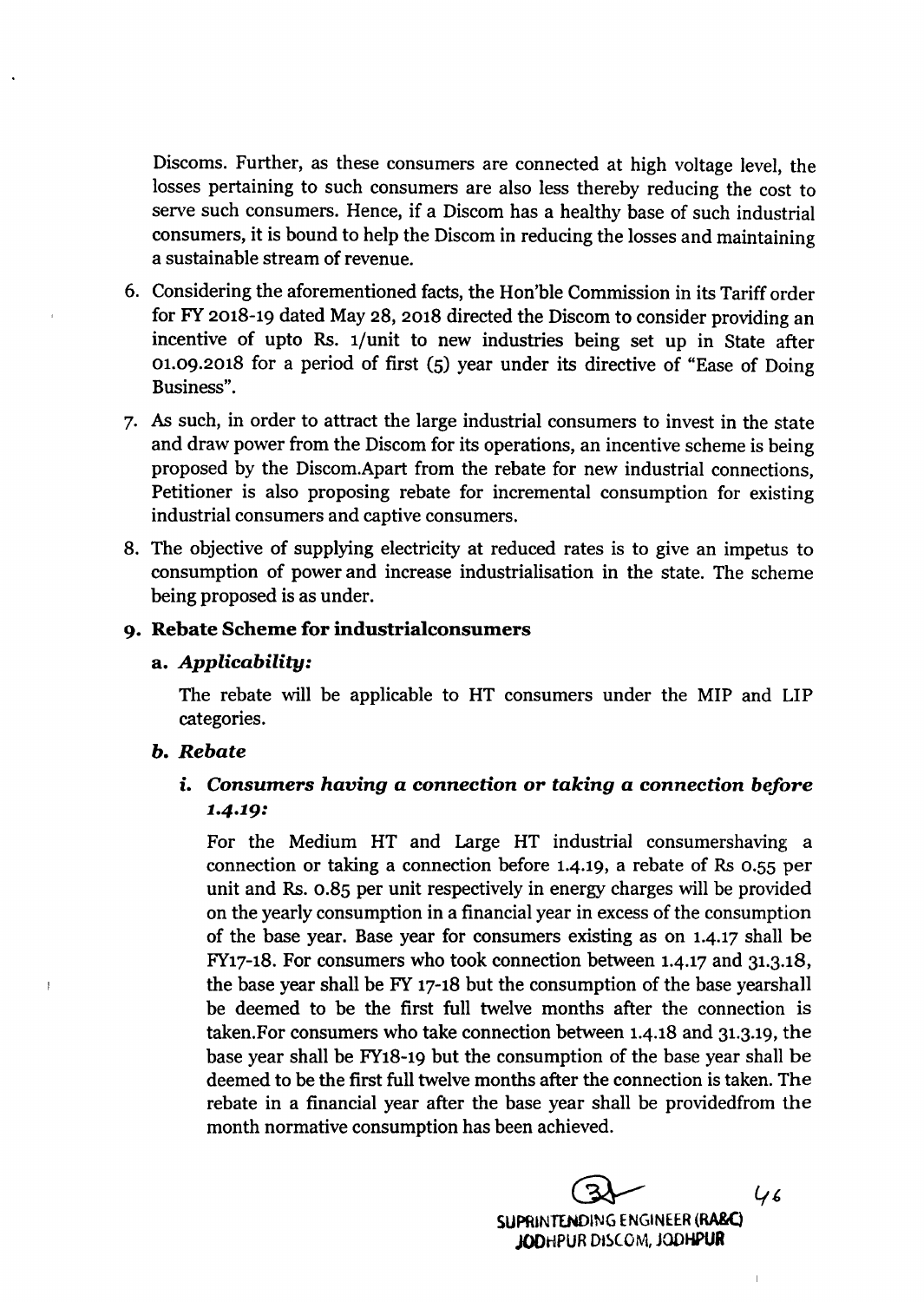Discoms. Further, as these consumers are connected at high voltage level, the losses pertaining to such consumers are also less thereby reducing the cost to serve such consumers. Hence, if a Discom has a healthy base of such industrial consumers, it is bound to help the Discom in reducing the losses and maintaining a sustainable stream of revenue.

6. Considering the aforementioned facts, the Hon'ble Commission in its Tariff order for FY 2018-19 dated May 28, 2018 directed the Discom to consider providing an incentive of upto Rs. 1/unit to new industries being set up in State after 01.09.2018 for a period of first (5) year under its directive of "Ease of Doing Business".

7. As such, in order to attract the large industrial consumers to invest in the state and draw power from the Discom for its operations, an incentive scheme is being proposed by the Discom.Apart from the rebate for new industrial connections, Petitioner is also proposing rebate for incremental consumption for existing industrial consumers and captive consumers.

8. The objective of supplying electricity at reduced rates is to give an impetus to consumption of power and increase industrialisation in the state. The scheme being proposed is as under.

9. **Rebate Scheme for industrialconsumers**

   a. ***Applicability:***

   The rebate will be applicable to HT consumers under the MIP and LIP categories.

   b. ***Rebate***

   i. ***Consumers having a connection or taking a connection before 1.4.19:***

   For the Medium HT and Large HT industrial consumershaving a connection or taking a connection before 1.4.19, a rebate of Rs 0.55 per unit and Rs. 0.85 per unit respectively in energy charges will be provided on the yearly consumption in a financial year in excess of the consumption of the base year. Base year for consumers existing as on 1.4.17 shall be FY17-18. For consumers who took connection between 1.4.17 and 31.3.18, the base year shall be FY 17-18 but the consumption of the base yearshall be deemed to be the first full twelve months after the connection is taken.For consumers who take connection between 1.4.18 and 31.3.19, the base year shall be FY18-19 but the consumption of the base year shall be deemed to be the first full twelve months after the connection is taken. The rebate in a financial year after the base year shall be providedfrom the month normative consumption has been achieved.

SUPRINTENDING ENGINEER (RA&C)
JODHPUR DISCOM, JODHPUR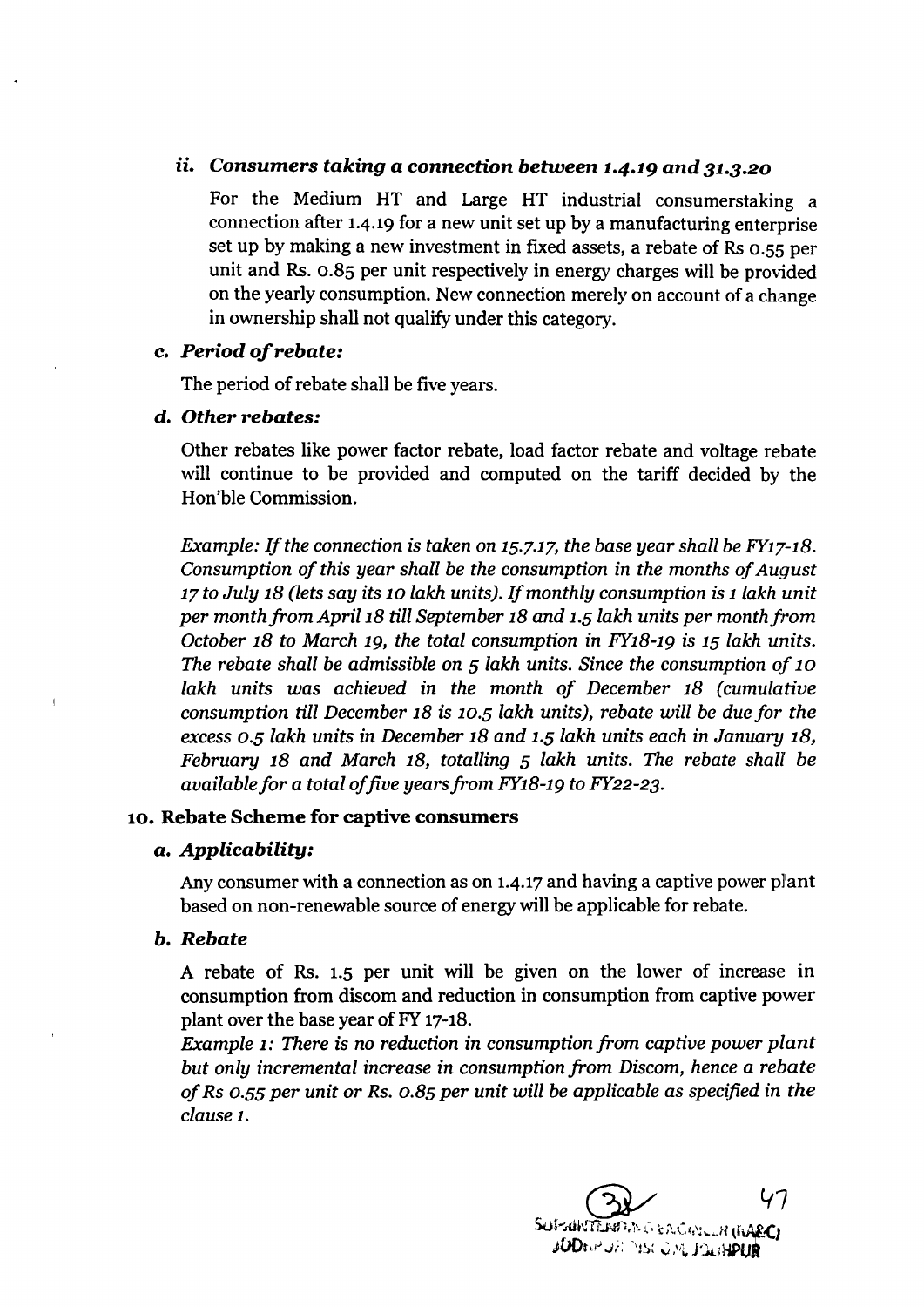### *ii. Consumers taking a connection between 1.4.19 and 31.3.20*

For the Medium HT and Large HT industrial consumerstaking a connection after 1.4.19 for a new unit set up by a manufacturing enterprise set up by making a new investment in fixed assets, a rebate of Rs 0.55 per unit and Rs. 0.85 per unit respectively in energy charges will be provided on the yearly consumption. New connection merely on account of a change in ownership shall not qualify under this category.

### *c. Period of rebate:*

The period of rebate shall be five years.

### *d. Other rebates:*

Other rebates like power factor rebate, load factor rebate and voltage rebate will continue to be provided and computed on the tariff decided by the Hon'ble Commission.

*Example: If the connection is taken on 15.7.17, the base year shall be FY17-18. Consumption of this year shall be the consumption in the months of August 17 to July 18 (lets say its 10 lakh units). If monthly consumption is 1 lakh unit per month from April 18 till September 18 and 1.5 lakh units per month from October 18 to March 19, the total consumption in FY18-19 is 15 lakh units. The rebate shall be admissible on 5 lakh units. Since the consumption of 10 lakh units was achieved in the month of December 18 (cumulative consumption till December 18 is 10.5 lakh units), rebate will be due for the excess 0.5 lakh units in December 18 and 1.5 lakh units each in January 18, February 18 and March 18, totalling 5 lakh units. The rebate shall be available for a total of five years from FY18-19 to FY22-23.*

## 10. Rebate Scheme for captive consumers

### *a. Applicability:*

Any consumer with a connection as on 1.4.17 and having a captive power plant based on non-renewable source of energy will be applicable for rebate.

### *b. Rebate*

A rebate of Rs. 1.5 per unit will be given on the lower of increase in consumption from discom and reduction in consumption from captive power plant over the base year of FY 17-18.

*Example 1: There is no reduction in consumption from captive power plant but only incremental increase in consumption from Discom, hence a rebate of Rs 0.55 per unit or Rs. 0.85 per unit will be applicable as specified in the clause 1.*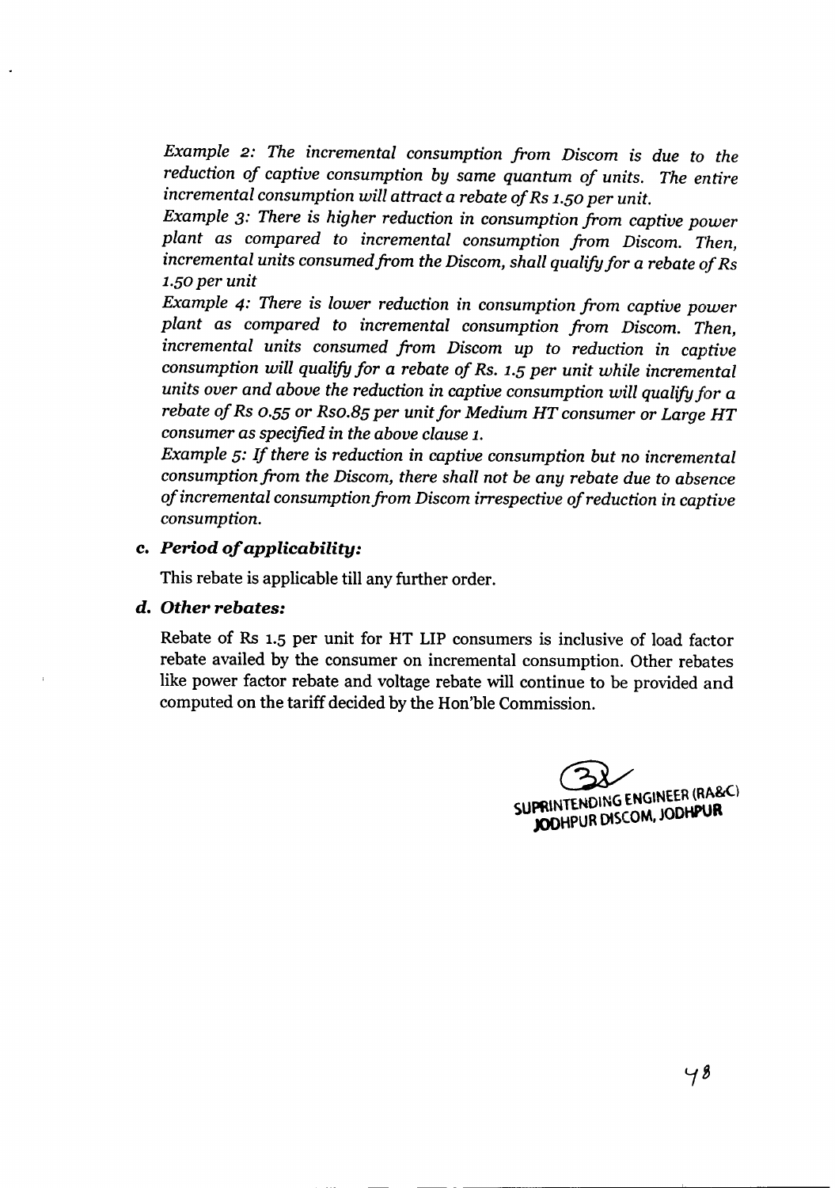*Example 2: The incremental consumption from Discom is due to the reduction of captive consumption by same quantum of units. The entire incremental consumption will attract a rebate of Rs 1.50 per unit.*

*Example 3: There is higher reduction in consumption from captive power plant as compared to incremental consumption from Discom. Then, incremental units consumed from the Discom, shall qualify for a rebate of Rs 1.50 per unit*

*Example 4: There is lower reduction in consumption from captive power plant as compared to incremental consumption from Discom. Then, incremental units consumed from Discom up to reduction in captive consumption will qualify for a rebate of Rs. 1.5 per unit while incremental units over and above the reduction in captive consumption will qualify for a rebate of Rs 0.55 or Rs0.85 per unit for Medium HT consumer or Large HT consumer as specified in the above clause 1.*

*Example 5: If there is reduction in captive consumption but no incremental consumption from the Discom, there shall not be any rebate due to absence of incremental consumption from Discom irrespective of reduction in captive consumption.*

**c. *Period of applicability:***

This rebate is applicable till any further order.

**d. *Other rebates:***

Rebate of Rs 1.5 per unit for HT LIP consumers is inclusive of load factor rebate availed by the consumer on incremental consumption. Other rebates like power factor rebate and voltage rebate will continue to be provided and computed on the tariff decided by the Hon'ble Commission.

SUPRINTENDING ENGINEER (RA&C)
JODHPUR DISCOM, JODHPUR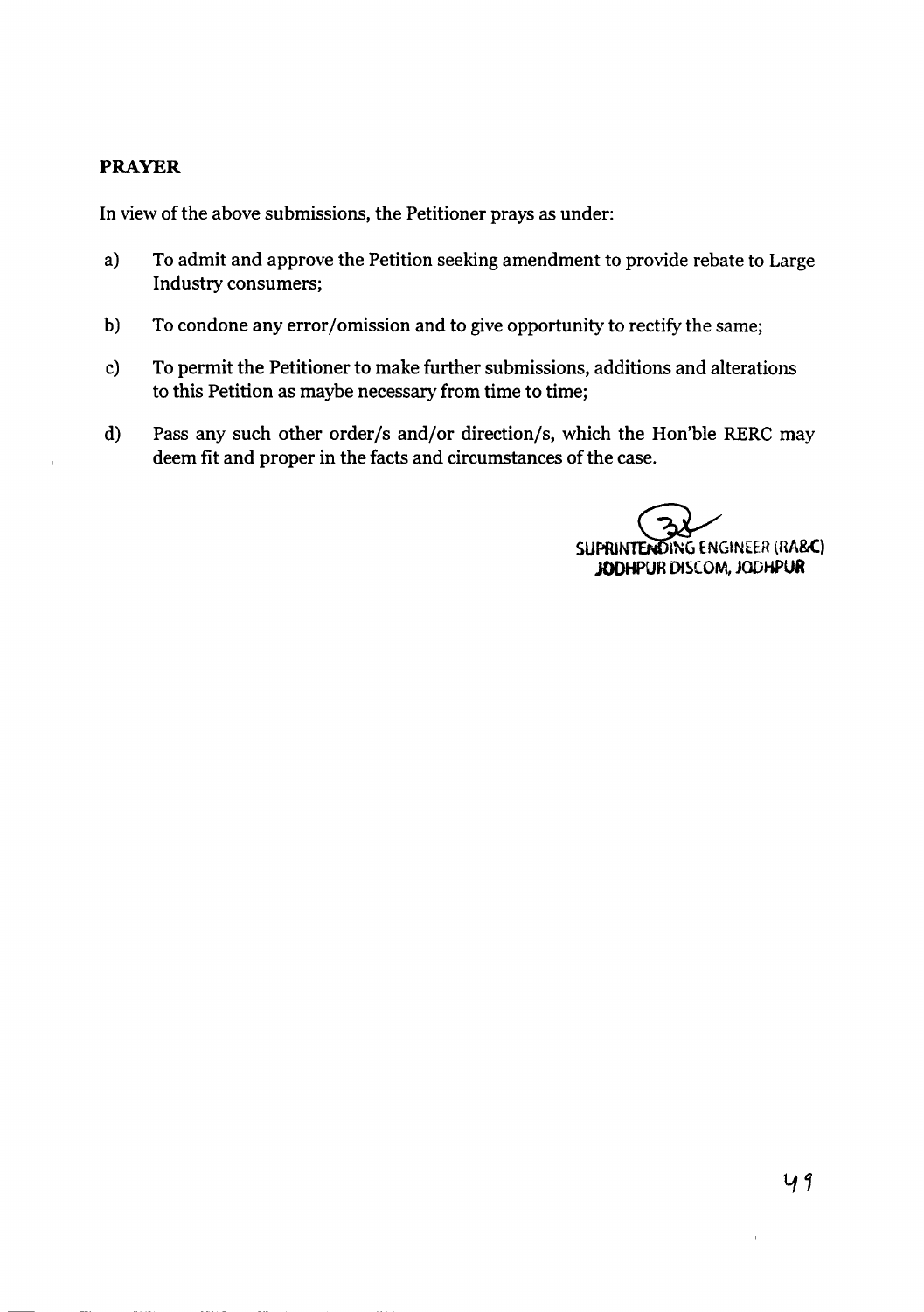## PRAYER

In view of the above submissions, the Petitioner prays as under:

a) To admit and approve the Petition seeking amendment to provide rebate to Large Industry consumers;

b) To condone any error/omission and to give opportunity to rectify the same;

c) To permit the Petitioner to make further submissions, additions and alterations to this Petition as maybe necessary from time to time;

d) Pass any such other order/s and/or direction/s, which the Hon'ble RERC may deem fit and proper in the facts and circumstances of the case.

SUPRINTENDING ENGINEER (RA&C)
JODHPUR DISCOM, JODHPUR